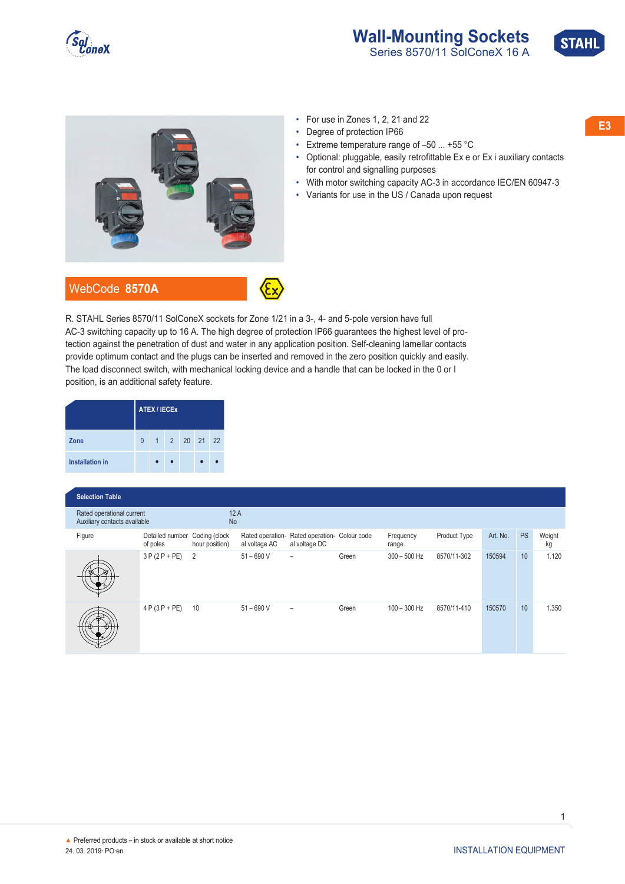# Wall-Mounting Sockets

## Series 8570/11 SolConeX 16 A

- For use in Zones 1, 2, 21 and 22
- Degree of protection IP66
- Extreme temperature range of –50 ... +55 °C
- Optional: pluggable, easily retrofittable Ex e or Ex i auxiliary contacts for control and signalling purposes
- With motor switching capacity AC-3 in accordance IEC/EN 60947-3
- Variants for use in the US / Canada upon request

**WebCode 8570A**

R. STAHL Series 8570/11 SolConeX sockets for Zone 1/21 in a 3-, 4- and 5-pole version have full AC-3 switching capacity up to 16 A. The high degree of protection IP66 guarantees the highest level of protection against the penetration of dust and water in any application position. Self-cleaning lamellar contacts provide optimum contact and the plugs can be inserted and removed in the zero position quickly and easily. The load disconnect switch, with mechanical locking device and a handle that can be locked in the 0 or I position, is an additional safety feature.

| | ATEX / IECEx | | | | | |
|---|---|---|---|---|---|---|
| Zone | 0 | 1 | 2 | 20 | 21 | 22 |
| Installation in | | • | • | | • | • |

**Selection Table**

Rated operational current: 12 A
Auxiliary contacts available: No

| Figure | Detailed number of poles | Coding (clock hour position) | Rated operational voltage AC | Rated operational voltage DC | Colour code | Frequency range | Product Type | Art. No. | PS | Weight kg |
|---|---|---|---|---|---|---|---|---|---|---|
| | 3 P (2 P + PE) | 2 | 51 – 690 V | – | Green | 300 – 500 Hz | 8570/11-302 | 150594 | 10 | 1.120 |
| | 4 P (3 P + PE) | 10 | 51 – 690 V | – | Green | 100 – 300 Hz | 8570/11-410 | 150570 | 10 | 1.350 |

▲ Preferred products – in stock or available at short notice

24. 03. 2019· PO·en

INSTALLATION EQUIPMENT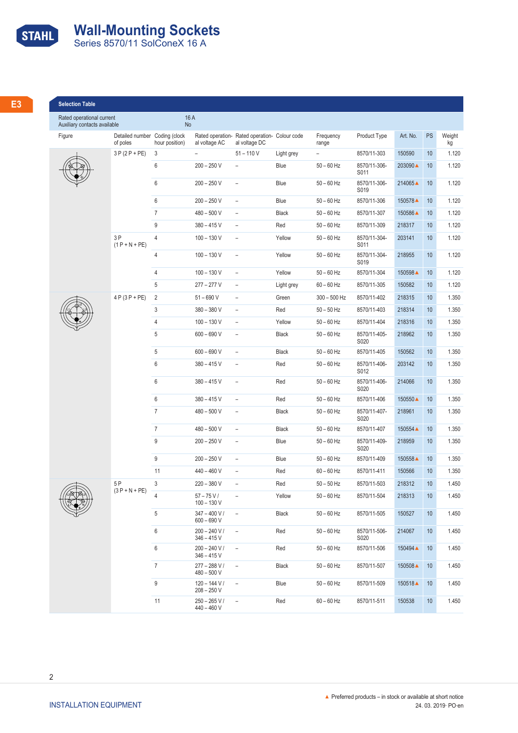# Wall-Mounting Sockets
Series 8570/11 SolConeX 16 A

E3

| Selection Table | | | | | | | | | | |
|---|---|---|---|---|---|---|---|---|---|---|
| Rated operational current | 16 A | | | | | | | | | |
| Auxiliary contacts available | No | | | | | | | | | |
| Figure | Detailed number of poles | Coding (clock hour position) | Rated operational voltage AC | Rated operational voltage DC | Colour code | Frequency range | Product Type | Art. No. | PS | Weight kg |
| | 3 P (2 P + PE) | 3 | – | 51 – 110 V | Light grey | – | 8570/11-303 | 150590 | 10 | 1.120 |
| | | 6 | 200 – 250 V | – | Blue | 50 – 60 Hz | 8570/11-306-S011 | 203090 ▲ | 10 | 1.120 |
| | | 6 | 200 – 250 V | – | Blue | 50 – 60 Hz | 8570/11-306-S019 | 214065 ▲ | 10 | 1.120 |
| | | 6 | 200 – 250 V | – | Blue | 50 – 60 Hz | 8570/11-306 | 150578 ▲ | 10 | 1.120 |
| | | 7 | 480 – 500 V | – | Black | 50 – 60 Hz | 8570/11-307 | 150586 ▲ | 10 | 1.120 |
| | | 9 | 380 – 415 V | – | Red | 50 – 60 Hz | 8570/11-309 | 218317 | 10 | 1.120 |
| | 3 P (1 P + N + PE) | 4 | 100 – 130 V | – | Yellow | 50 – 60 Hz | 8570/11-304-S011 | 203141 | 10 | 1.120 |
| | | 4 | 100 – 130 V | – | Yellow | 50 – 60 Hz | 8570/11-304-S019 | 218955 | 10 | 1.120 |
| | | 4 | 100 – 130 V | – | Yellow | 50 – 60 Hz | 8570/11-304 | 150598 ▲ | 10 | 1.120 |
| | | 5 | 277 – 277 V | – | Light grey | 60 – 60 Hz | 8570/11-305 | 150582 | 10 | 1.120 |
| | 4 P (3 P + PE) | 2 | 51 – 690 V | – | Green | 300 – 500 Hz | 8570/11-402 | 218315 | 10 | 1.350 |
| | | 3 | 380 – 380 V | – | Red | 50 – 50 Hz | 8570/11-403 | 218314 | 10 | 1.350 |
| | | 4 | 100 – 130 V | – | Yellow | 50 – 60 Hz | 8570/11-404 | 218316 | 10 | 1.350 |
| | | 5 | 600 – 690 V | – | Black | 50 – 60 Hz | 8570/11-405-S020 | 218962 | 10 | 1.350 |
| | | 5 | 600 – 690 V | – | Black | 50 – 60 Hz | 8570/11-405 | 150562 | 10 | 1.350 |
| | | 6 | 380 – 415 V | – | Red | 50 – 60 Hz | 8570/11-406-S012 | 203142 | 10 | 1.350 |
| | | 6 | 380 – 415 V | – | Red | 50 – 60 Hz | 8570/11-406-S020 | 214066 | 10 | 1.350 |
| | | 6 | 380 – 415 V | – | Red | 50 – 60 Hz | 8570/11-406 | 150550 ▲ | 10 | 1.350 |
| | | 7 | 480 – 500 V | – | Black | 50 – 60 Hz | 8570/11-407-S020 | 218961 | 10 | 1.350 |
| | | 7 | 480 – 500 V | – | Black | 50 – 60 Hz | 8570/11-407 | 150554 ▲ | 10 | 1.350 |
| | | 9 | 200 – 250 V | – | Blue | 50 – 60 Hz | 8570/11-409-S020 | 218959 | 10 | 1.350 |
| | | 9 | 200 – 250 V | – | Blue | 50 – 60 Hz | 8570/11-409 | 150558 ▲ | 10 | 1.350 |
| | | 11 | 440 – 460 V | – | Red | 60 – 60 Hz | 8570/11-411 | 150566 | 10 | 1.350 |
| | 5 P (3 P + N + PE) | 3 | 220 – 380 V | – | Red | 50 – 50 Hz | 8570/11-503 | 218312 | 10 | 1.450 |
| | | 4 | 57 – 75 V / 100 – 130 V | – | Yellow | 50 – 60 Hz | 8570/11-504 | 218313 | 10 | 1.450 |
| | | 5 | 347 – 400 V / 600 – 690 V | – | Black | 50 – 60 Hz | 8570/11-505 | 150527 | 10 | 1.450 |
| | | 6 | 200 – 240 V / 346 – 415 V | – | Red | 50 – 60 Hz | 8570/11-506-S020 | 214067 | 10 | 1.450 |
| | | 6 | 200 – 240 V / 346 – 415 V | – | Red | 50 – 60 Hz | 8570/11-506 | 150494 ▲ | 10 | 1.450 |
| | | 7 | 277 – 288 V / 480 – 500 V | – | Black | 50 – 60 Hz | 8570/11-507 | 150508 ▲ | 10 | 1.450 |
| | | 9 | 120 – 144 V / 208 – 250 V | – | Blue | 50 – 60 Hz | 8570/11-509 | 150518 ▲ | 10 | 1.450 |
| | | 11 | 250 – 265 V / 440 – 460 V | – | Red | 60 – 60 Hz | 8570/11-511 | 150538 | 10 | 1.450 |

▲ Preferred products – in stock or available at short notice

INSTALLATION EQUIPMENT

24. 03. 2019· PO·en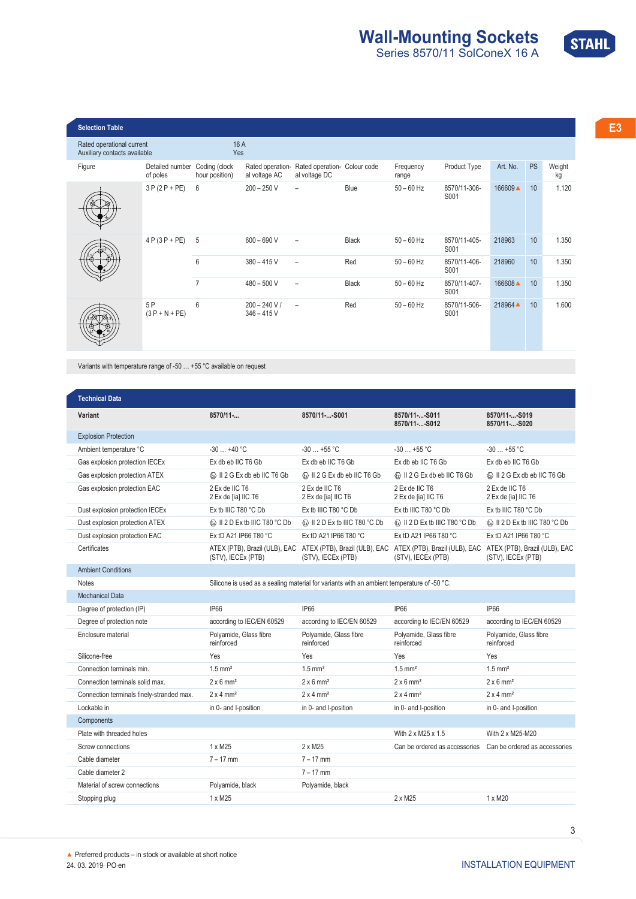# Wall-Mounting Sockets

## Series 8570/11 SolConeX 16 A

E3

### Selection Table

| Rated operational current | 16 A | | | | | | | | | |
|---|---|---|---|---|---|---|---|---|---|---|
| Auxiliary contacts available | Yes | | | | | | | | | |
| Figure | Detailed number of poles | Coding (clock hour position) | Rated operational voltage AC | Rated operational voltage DC | Colour code | Frequency range | Product Type | Art. No. | PS | Weight kg |
| | 3 P (2 P + PE) | 6 | 200 – 250 V | – | Blue | 50 – 60 Hz | 8570/11-306-S001 | 166609 ▲ | 10 | 1.120 |
| | 4 P (3 P + PE) | 5 | 600 – 690 V | – | Black | 50 – 60 Hz | 8570/11-405-S001 | 218963 | 10 | 1.350 |
| | | 6 | 380 – 415 V | – | Red | 50 – 60 Hz | 8570/11-406-S001 | 218960 | 10 | 1.350 |
| | | 7 | 480 – 500 V | – | Black | 50 – 60 Hz | 8570/11-407-S001 | 166608 ▲ | 10 | 1.350 |
| | 5 P (3 P + N + PE) | 6 | 200 – 240 V / 346 – 415 V | – | Red | 50 – 60 Hz | 8570/11-506-S001 | 218964 ▲ | 10 | 1.600 |

Variants with temperature range of -50 … +55 °C available on request

### Technical Data

| Variant | 8570/11-... | 8570/11-...-S001 | 8570/11-...-S011<br>8570/11-...-S012 | 8570/11-...-S019<br>8570/11-...-S020 |
|---|---|---|---|---|
| **Explosion Protection** | | | | |
| Ambient temperature °C | -30 … +40 °C | -30 … +55 °C | -30 … +55 °C | -30 … +55 °C |
| Gas explosion protection IECEx | Ex db eb IIC T6 Gb | Ex db eb IIC T6 Gb | Ex db eb IIC T6 Gb | Ex db eb IIC T6 Gb |
| Gas explosion protection ATEX | Ⓔx II 2 G Ex db eb IIC T6 Gb | Ⓔx II 2 G Ex db eb IIC T6 Gb | Ⓔx II 2 G Ex db eb IIC T6 Gb | Ⓔx II 2 G Ex db eb IIC T6 Gb |
| Gas explosion protection EAC | 2 Ex de IIC T6<br>2 Ex de [ia] IIC T6 | 2 Ex de IIC T6<br>2 Ex de [ia] IIC T6 | 2 Ex de IIC T6<br>2 Ex de [ia] IIC T6 | 2 Ex de IIC T6<br>2 Ex de [ia] IIC T6 |
| Dust explosion protection IECEx | Ex tb IIIC T80 °C Db | Ex tb IIIC T80 °C Db | Ex tb IIIC T80 °C Db | Ex tb IIIC T80 °C Db |
| Dust explosion protection ATEX | Ⓔx II 2 D Ex tb IIIC T80 °C Db | Ⓔx II 2 D Ex tb IIIC T80 °C Db | Ⓔx II 2 D Ex tb IIIC T80 °C Db | Ⓔx II 2 D Ex tb IIIC T80 °C Db |
| Dust explosion protection EAC | Ex tD A21 IP66 T80 °C | Ex tD A21 IP66 T80 °C | Ex tD A21 IP66 T80 °C | Ex tD A21 IP66 T80 °C |
| Certificates | ATEX (PTB), Brazil (ULB), EAC (STV), IECEx (PTB) | ATEX (PTB), Brazil (ULB), EAC (STV), IECEx (PTB) | ATEX (PTB), Brazil (ULB), EAC (STV), IECEx (PTB) | ATEX (PTB), Brazil (ULB), EAC (STV), IECEx (PTB) |
| **Ambient Conditions** | | | | |
| Notes | Silicone is used as a sealing material for variants with an ambient temperature of -50 °C. | | | |
| **Mechanical Data** | | | | |
| Degree of protection (IP) | IP66 | IP66 | IP66 | IP66 |
| Degree of protection note | according to IEC/EN 60529 | according to IEC/EN 60529 | according to IEC/EN 60529 | according to IEC/EN 60529 |
| Enclosure material | Polyamide, Glass fibre reinforced | Polyamide, Glass fibre reinforced | Polyamide, Glass fibre reinforced | Polyamide, Glass fibre reinforced |
| Silicone-free | Yes | Yes | Yes | Yes |
| Connection terminals min. | 1.5 mm² | 1.5 mm² | 1.5 mm² | 1.5 mm² |
| Connection terminals solid max. | 2 x 6 mm² | 2 x 6 mm² | 2 x 6 mm² | 2 x 6 mm² |
| Connection terminals finely-stranded max. | 2 x 4 mm² | 2 x 4 mm² | 2 x 4 mm² | 2 x 4 mm² |
| Lockable in | in 0- and I-position | in 0- and I-position | in 0- and I-position | in 0- and I-position |
| **Components** | | | | |
| Plate with threaded holes | | | With 2 x M25 x 1.5 | With 2 x M25-M20 |
| Screw connections | 1 x M25 | 2 x M25 | Can be ordered as accessories | Can be ordered as accessories |
| Cable diameter | 7 – 17 mm | 7 – 17 mm | | |
| Cable diameter 2 | | 7 – 17 mm | | |
| Material of screw connections | Polyamide, black | Polyamide, black | | |
| Stopping plug | 1 x M25 | | 2 x M25 | 1 x M20 |

▲ Preferred products – in stock or available at short notice

24. 03. 2019· PO·en

INSTALLATION EQUIPMENT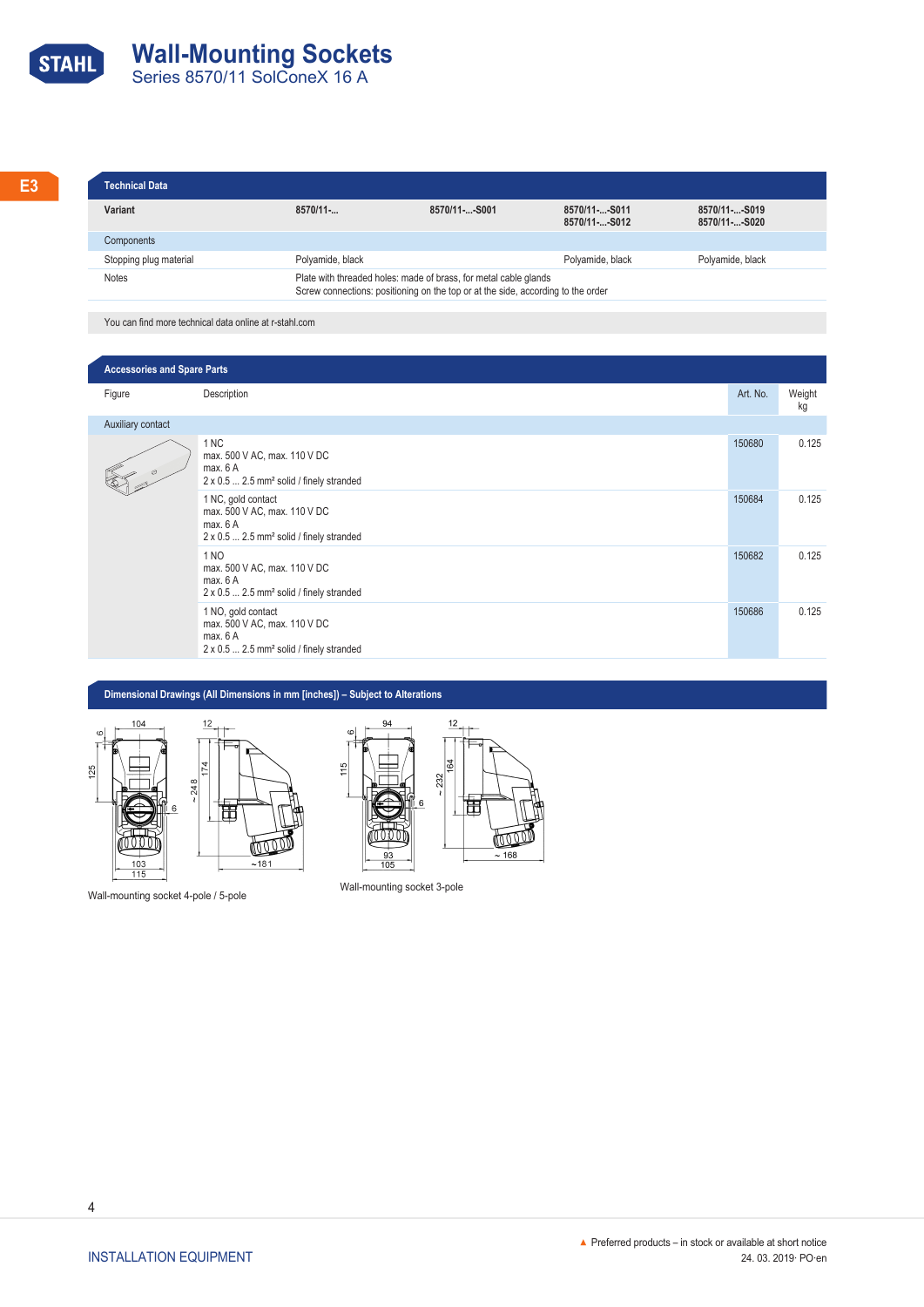# Wall-Mounting Sockets

## Series 8570/11 SolConeX 16 A

| Technical Data | | | | |
|---|---|---|---|---|
| **Variant** | **8570/11-...** | **8570/11-...-S001** | **8570/11-...-S011**<br>**8570/11-...-S012** | **8570/11-...-S019**<br>**8570/11-...-S020** |
| Components | | | | |
| Stopping plug material | Polyamide, black | | Polyamide, black | Polyamide, black |
| Notes | Plate with threaded holes: made of brass, for metal cable glands<br>Screw connections: positioning on the top or at the side, according to the order | | | |

You can find more technical data online at r-stahl.com

| Accessories and Spare Parts | | | |
|---|---|---|---|
| Figure | Description | Art. No. | Weight kg |
| Auxiliary contact | | | |
| | 1 NC<br>max. 500 V AC, max. 110 V DC<br>max. 6 A<br>2 x 0.5 ... 2.5 mm² solid / finely stranded | 150680 | 0.125 |
| | 1 NC, gold contact<br>max. 500 V AC, max. 110 V DC<br>max. 6 A<br>2 x 0.5 ... 2.5 mm² solid / finely stranded | 150684 | 0.125 |
| | 1 NO<br>max. 500 V AC, max. 110 V DC<br>max. 6 A<br>2 x 0.5 ... 2.5 mm² solid / finely stranded | 150682 | 0.125 |
| | 1 NO, gold contact<br>max. 500 V AC, max. 110 V DC<br>max. 6 A<br>2 x 0.5 ... 2.5 mm² solid / finely stranded | 150686 | 0.125 |

### Dimensional Drawings (All Dimensions in mm [inches]) – Subject to Alterations

104
6
125
6
103
115
12
174
~ 248
~181

Wall-mounting socket 4-pole / 5-pole

94
6
115
6
93
105
12
164
~ 232
~ 168

Wall-mounting socket 3-pole

▲ Preferred products – in stock or available at short notice